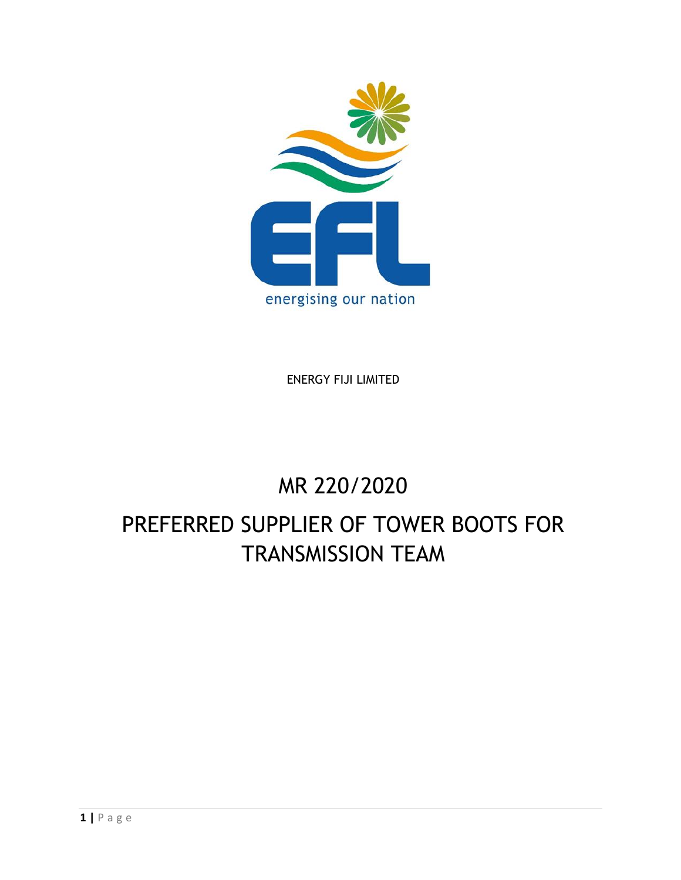energising our nation

ENERGY FIJI LIMITED

# MR 220/2020

# PREFERRED SUPPLIER OF TOWER BOOTS FOR TRANSMISSION TEAM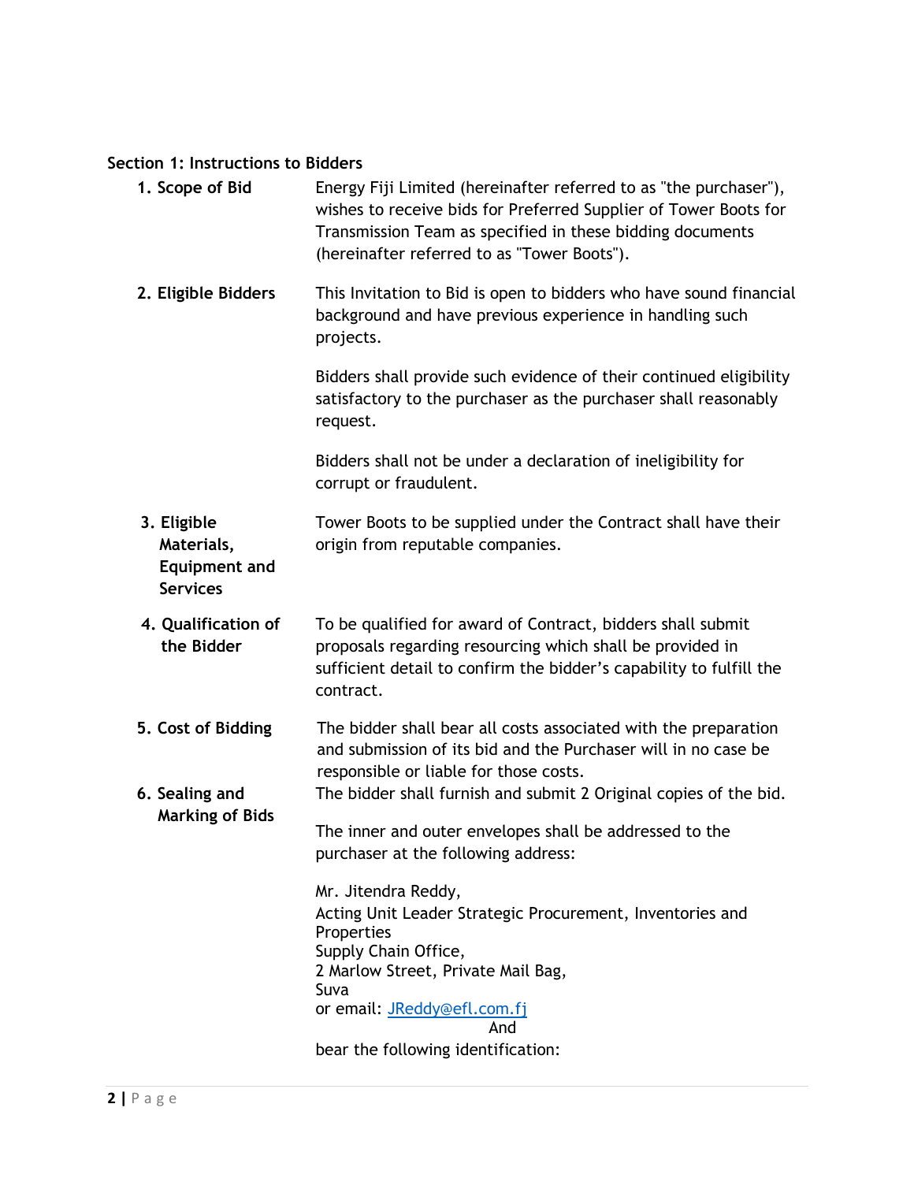## Section 1: Instructions to Bidders

**1. Scope of Bid**

Energy Fiji Limited (hereinafter referred to as "the purchaser"), wishes to receive bids for Preferred Supplier of Tower Boots for Transmission Team as specified in these bidding documents (hereinafter referred to as "Tower Boots").

**2. Eligible Bidders**

This Invitation to Bid is open to bidders who have sound financial background and have previous experience in handling such projects.

Bidders shall provide such evidence of their continued eligibility satisfactory to the purchaser as the purchaser shall reasonably request.

Bidders shall not be under a declaration of ineligibility for corrupt or fraudulent.

**3. Eligible Materials, Equipment and Services**

Tower Boots to be supplied under the Contract shall have their origin from reputable companies.

**4. Qualification of the Bidder**

To be qualified for award of Contract, bidders shall submit proposals regarding resourcing which shall be provided in sufficient detail to confirm the bidder's capability to fulfill the contract.

**5. Cost of Bidding**

The bidder shall bear all costs associated with the preparation and submission of its bid and the Purchaser will in no case be responsible or liable for those costs.

**6. Sealing and Marking of Bids**

The bidder shall furnish and submit 2 Original copies of the bid.

The inner and outer envelopes shall be addressed to the purchaser at the following address:

Mr. Jitendra Reddy,
Acting Unit Leader Strategic Procurement, Inventories and Properties
Supply Chain Office,
2 Marlow Street, Private Mail Bag,
Suva
or email: JReddy@efl.com.fj

And

bear the following identification: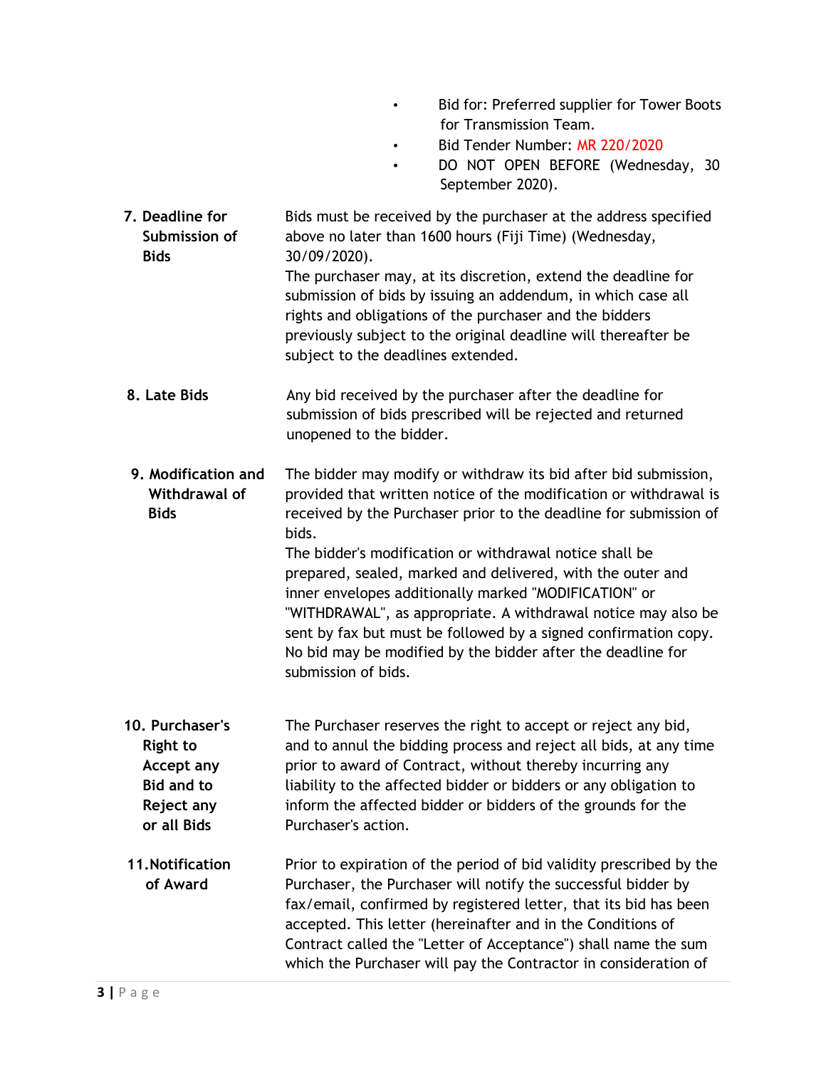- Bid for: Preferred supplier for Tower Boots for Transmission Team.
- Bid Tender Number: MR 220/2020
- DO NOT OPEN BEFORE (Wednesday, 30 September 2020).

**7. Deadline for Submission of Bids**

Bids must be received by the purchaser at the address specified above no later than 1600 hours (Fiji Time) (Wednesday, 30/09/2020).

The purchaser may, at its discretion, extend the deadline for submission of bids by issuing an addendum, in which case all rights and obligations of the purchaser and the bidders previously subject to the original deadline will thereafter be subject to the deadlines extended.

**8. Late Bids**

Any bid received by the purchaser after the deadline for submission of bids prescribed will be rejected and returned unopened to the bidder.

**9. Modification and Withdrawal of Bids**

The bidder may modify or withdraw its bid after bid submission, provided that written notice of the modification or withdrawal is received by the Purchaser prior to the deadline for submission of bids.

The bidder's modification or withdrawal notice shall be prepared, sealed, marked and delivered, with the outer and inner envelopes additionally marked "MODIFICATION" or "WITHDRAWAL", as appropriate. A withdrawal notice may also be sent by fax but must be followed by a signed confirmation copy. No bid may be modified by the bidder after the deadline for submission of bids.

**10. Purchaser's Right to Accept any Bid and to Reject any or all Bids**

The Purchaser reserves the right to accept or reject any bid, and to annul the bidding process and reject all bids, at any time prior to award of Contract, without thereby incurring any liability to the affected bidder or bidders or any obligation to inform the affected bidder or bidders of the grounds for the Purchaser's action.

**11. Notification of Award**

Prior to expiration of the period of bid validity prescribed by the Purchaser, the Purchaser will notify the successful bidder by fax/email, confirmed by registered letter, that its bid has been accepted. This letter (hereinafter and in the Conditions of Contract called the "Letter of Acceptance") shall name the sum which the Purchaser will pay the Contractor in consideration of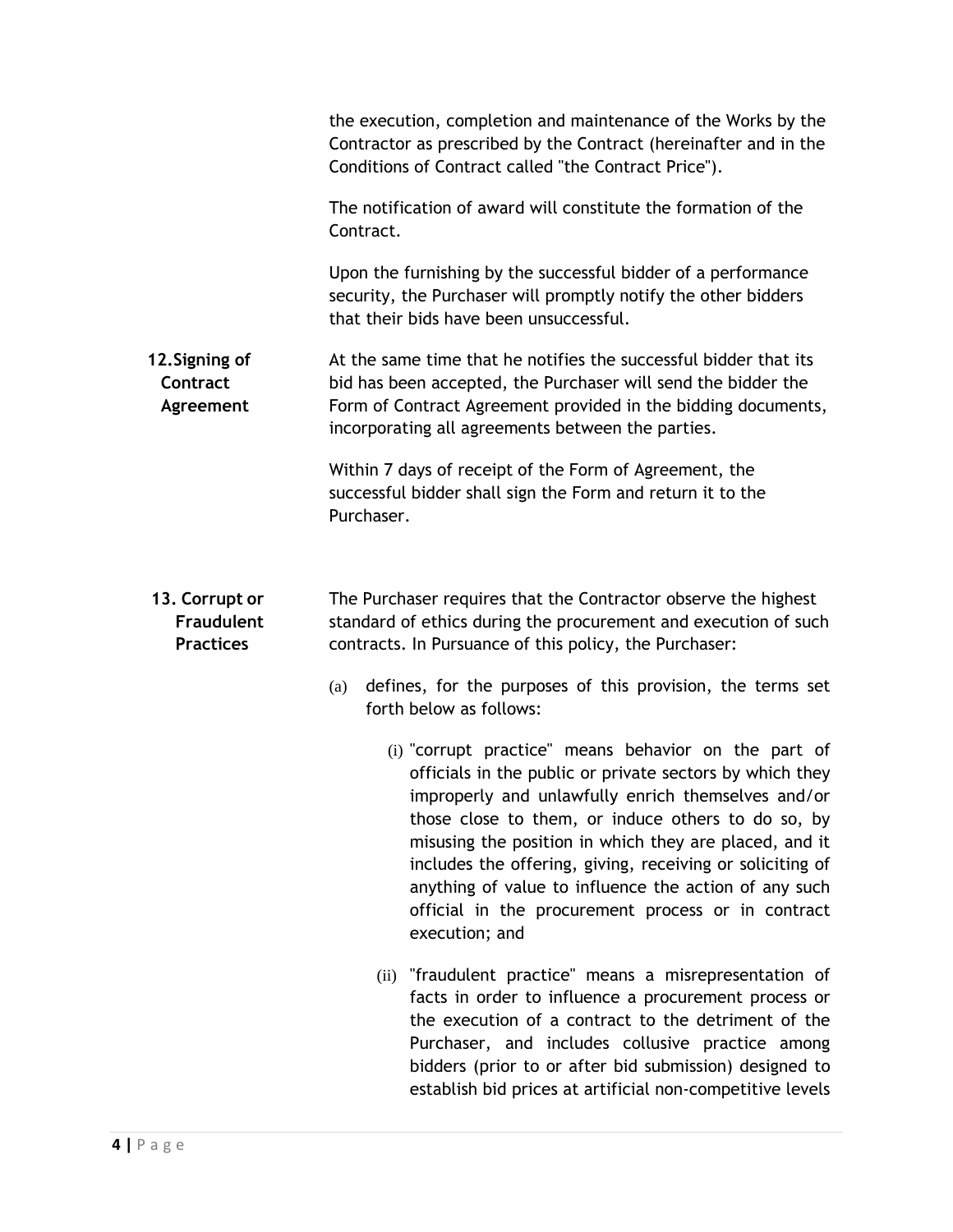the execution, completion and maintenance of the Works by the Contractor as prescribed by the Contract (hereinafter and in the Conditions of Contract called "the Contract Price").

The notification of award will constitute the formation of the Contract.

Upon the furnishing by the successful bidder of a performance security, the Purchaser will promptly notify the other bidders that their bids have been unsuccessful.

**12. Signing of Contract Agreement**

At the same time that he notifies the successful bidder that its bid has been accepted, the Purchaser will send the bidder the Form of Contract Agreement provided in the bidding documents, incorporating all agreements between the parties.

Within 7 days of receipt of the Form of Agreement, the successful bidder shall sign the Form and return it to the Purchaser.

**13. Corrupt or Fraudulent Practices**

The Purchaser requires that the Contractor observe the highest standard of ethics during the procurement and execution of such contracts. In Pursuance of this policy, the Purchaser:

(a) defines, for the purposes of this provision, the terms set forth below as follows:

(i) "corrupt practice" means behavior on the part of officials in the public or private sectors by which they improperly and unlawfully enrich themselves and/or those close to them, or induce others to do so, by misusing the position in which they are placed, and it includes the offering, giving, receiving or soliciting of anything of value to influence the action of any such official in the procurement process or in contract execution; and

(ii) "fraudulent practice" means a misrepresentation of facts in order to influence a procurement process or the execution of a contract to the detriment of the Purchaser, and includes collusive practice among bidders (prior to or after bid submission) designed to establish bid prices at artificial non-competitive levels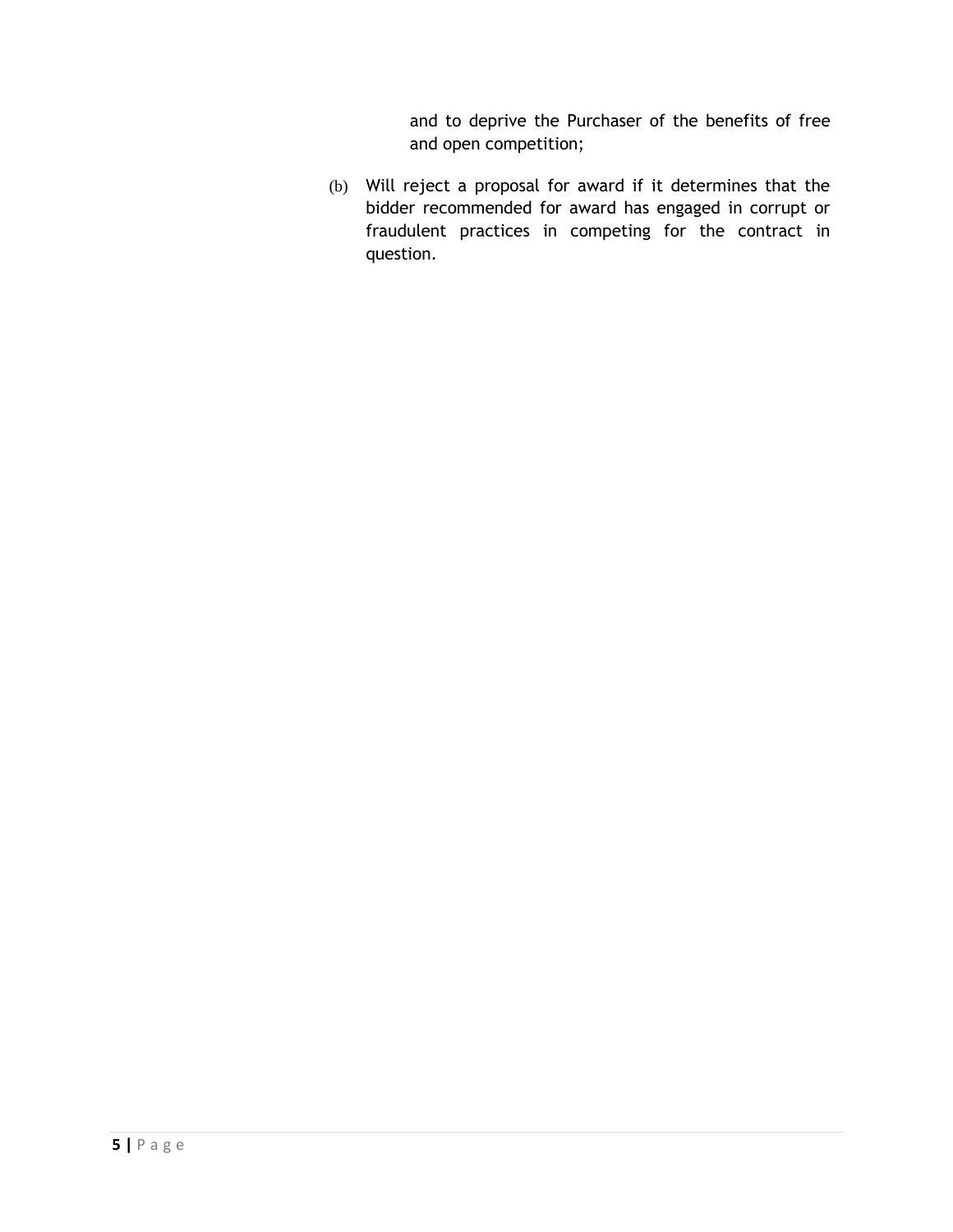and to deprive the Purchaser of the benefits of free and open competition;

(b) Will reject a proposal for award if it determines that the bidder recommended for award has engaged in corrupt or fraudulent practices in competing for the contract in question.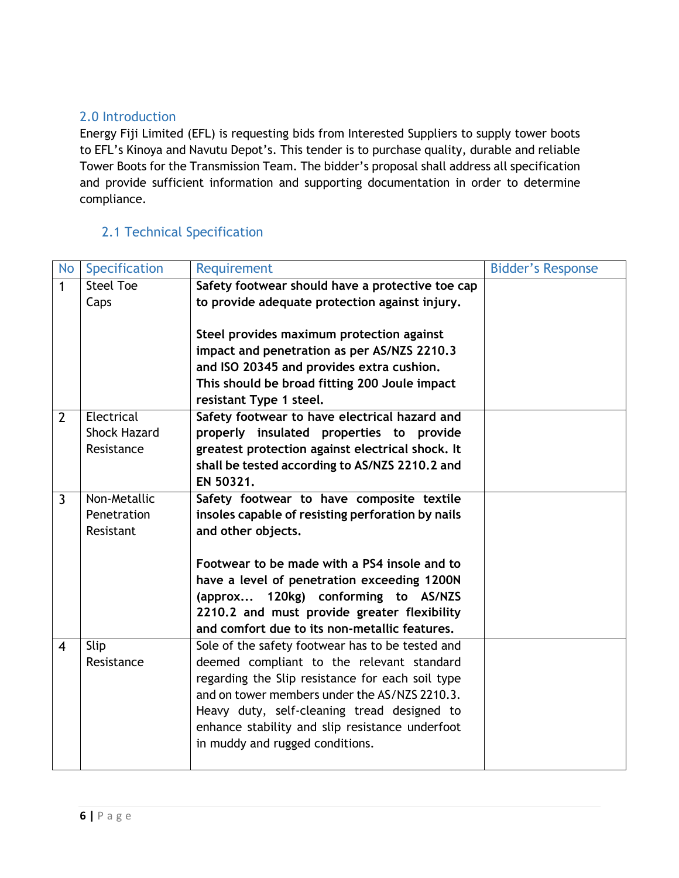## 2.0 Introduction

Energy Fiji Limited (EFL) is requesting bids from Interested Suppliers to supply tower boots to EFL's Kinoya and Navutu Depot's. This tender is to purchase quality, durable and reliable Tower Boots for the Transmission Team. The bidder's proposal shall address all specification and provide sufficient information and supporting documentation in order to determine compliance.

### 2.1 Technical Specification

| No | Specification | Requirement | Bidder's Response |
|---|---|---|---|
| 1 | Steel Toe Caps | **Safety footwear should have a protective toe cap to provide adequate protection against injury.**<br><br>**Steel provides maximum protection against impact and penetration as per AS/NZS 2210.3 and ISO 20345 and provides extra cushion. This should be broad fitting 200 Joule impact resistant Type 1 steel.** | |
| 2 | Electrical Shock Hazard Resistance | **Safety footwear to have electrical hazard and properly insulated properties to provide greatest protection against electrical shock. It shall be tested according to AS/NZS 2210.2 and EN 50321.** | |
| 3 | Non-Metallic Penetration Resistant | **Safety footwear to have composite textile insoles capable of resisting perforation by nails and other objects.**<br><br>**Footwear to be made with a PS4 insole and to have a level of penetration exceeding 1200N (approx... 120kg) conforming to AS/NZS 2210.2 and must provide greater flexibility and comfort due to its non-metallic features.** | |
| 4 | Slip Resistance | Sole of the safety footwear has to be tested and deemed compliant to the relevant standard regarding the Slip resistance for each soil type and on tower members under the AS/NZS 2210.3. Heavy duty, self-cleaning tread designed to enhance stability and slip resistance underfoot in muddy and rugged conditions. | |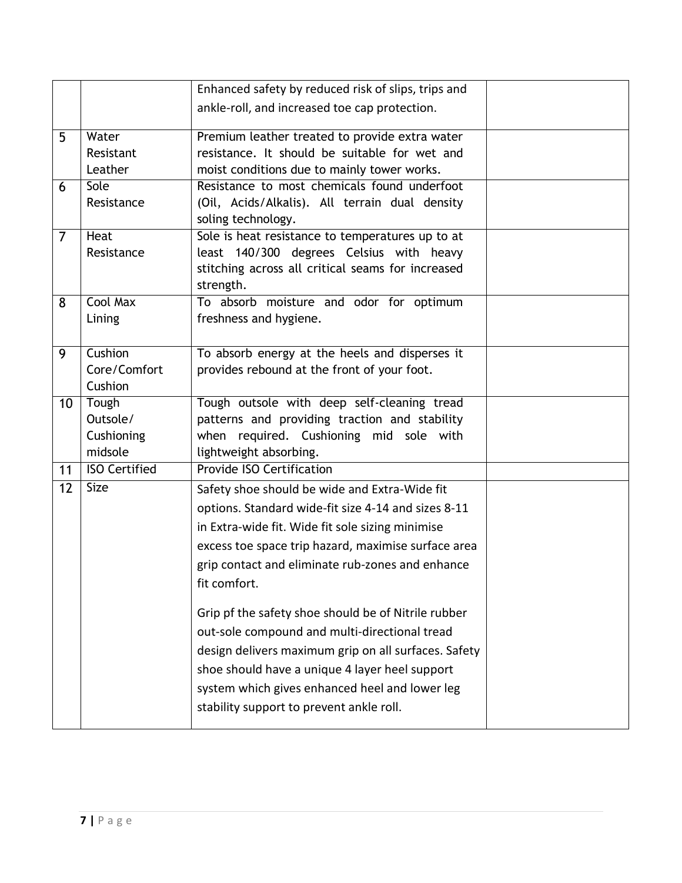| | | | |
|---|---|---|---|
| | | Enhanced safety by reduced risk of slips, trips and ankle-roll, and increased toe cap protection. | |
| 5 | Water Resistant Leather | Premium leather treated to provide extra water resistance. It should be suitable for wet and moist conditions due to mainly tower works. | |
| 6 | Sole Resistance | Resistance to most chemicals found underfoot (Oil, Acids/Alkalis). All terrain dual density soling technology. | |
| 7 | Heat Resistance | Sole is heat resistance to temperatures up to at least 140/300 degrees Celsius with heavy stitching across all critical seams for increased strength. | |
| 8 | Cool Max Lining | To absorb moisture and odor for optimum freshness and hygiene. | |
| 9 | Cushion Core/Comfort Cushion | To absorb energy at the heels and disperses it provides rebound at the front of your foot. | |
| 10 | Tough Outsole/ Cushioning midsole | Tough outsole with deep self-cleaning tread patterns and providing traction and stability when required. Cushioning mid sole with lightweight absorbing. | |
| 11 | ISO Certified | Provide ISO Certification | |
| 12 | Size | Safety shoe should be wide and Extra-Wide fit options. Standard wide-fit size 4-14 and sizes 8-11 in Extra-wide fit. Wide fit sole sizing minimise excess toe space trip hazard, maximise surface area grip contact and eliminate rub-zones and enhance fit comfort.<br><br>Grip pf the safety shoe should be of Nitrile rubber out-sole compound and multi-directional tread design delivers maximum grip on all surfaces. Safety shoe should have a unique 4 layer heel support system which gives enhanced heel and lower leg stability support to prevent ankle roll. | |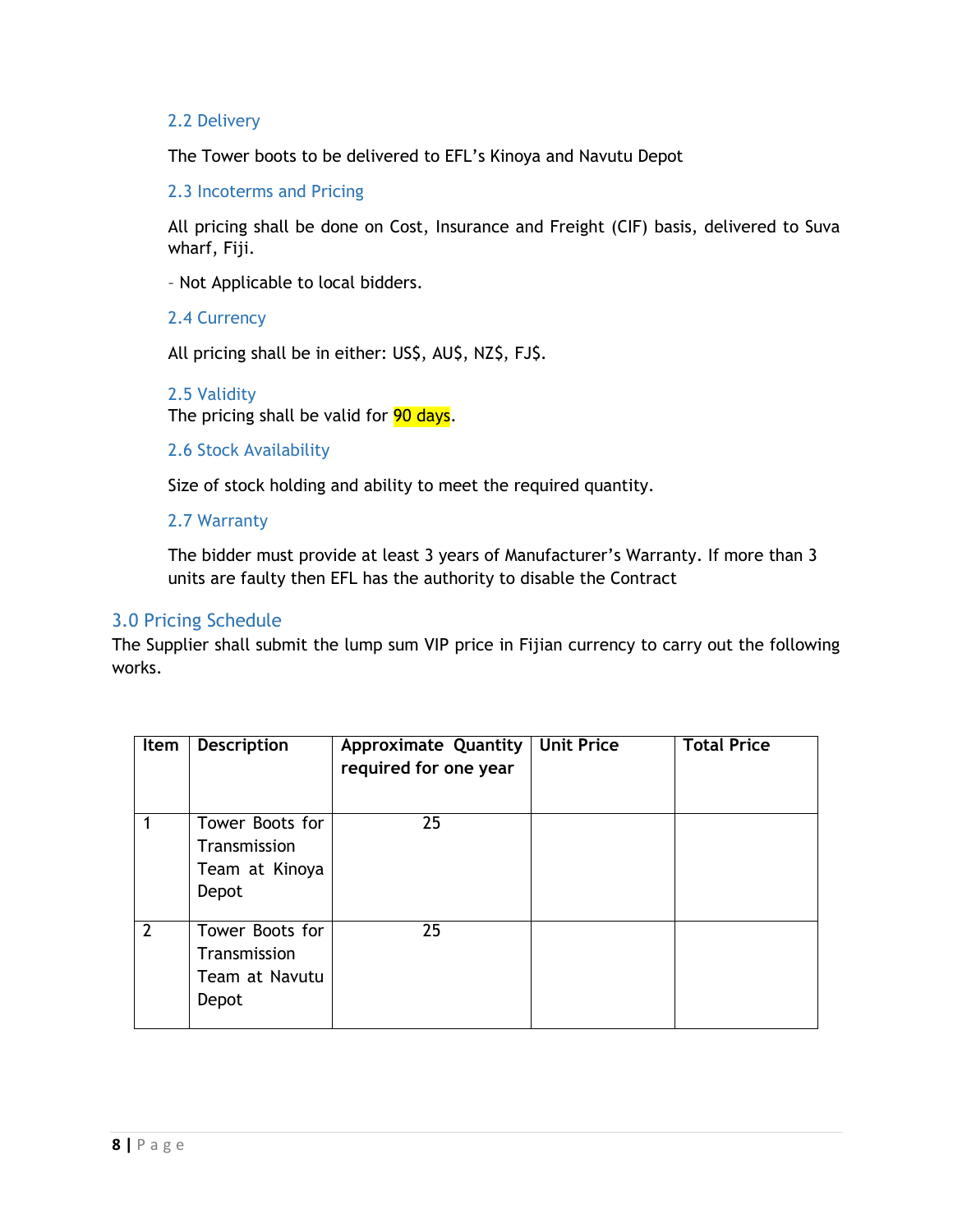### 2.2 Delivery

The Tower boots to be delivered to EFL's Kinoya and Navutu Depot

### 2.3 Incoterms and Pricing

All pricing shall be done on Cost, Insurance and Freight (CIF) basis, delivered to Suva wharf, Fiji.

- Not Applicable to local bidders.

### 2.4 Currency

All pricing shall be in either: US$, AU$, NZ$, FJ$.

### 2.5 Validity

The pricing shall be valid for 90 days.

### 2.6 Stock Availability

Size of stock holding and ability to meet the required quantity.

### 2.7 Warranty

The bidder must provide at least 3 years of Manufacturer's Warranty. If more than 3 units are faulty then EFL has the authority to disable the Contract

## 3.0 Pricing Schedule

The Supplier shall submit the lump sum VIP price in Fijian currency to carry out the following works.

| Item | Description | Approximate Quantity required for one year | Unit Price | Total Price |
|---|---|---|---|---|
| 1 | Tower Boots for Transmission Team at Kinoya Depot | 25 | | |
| 2 | Tower Boots for Transmission Team at Navutu Depot | 25 | | |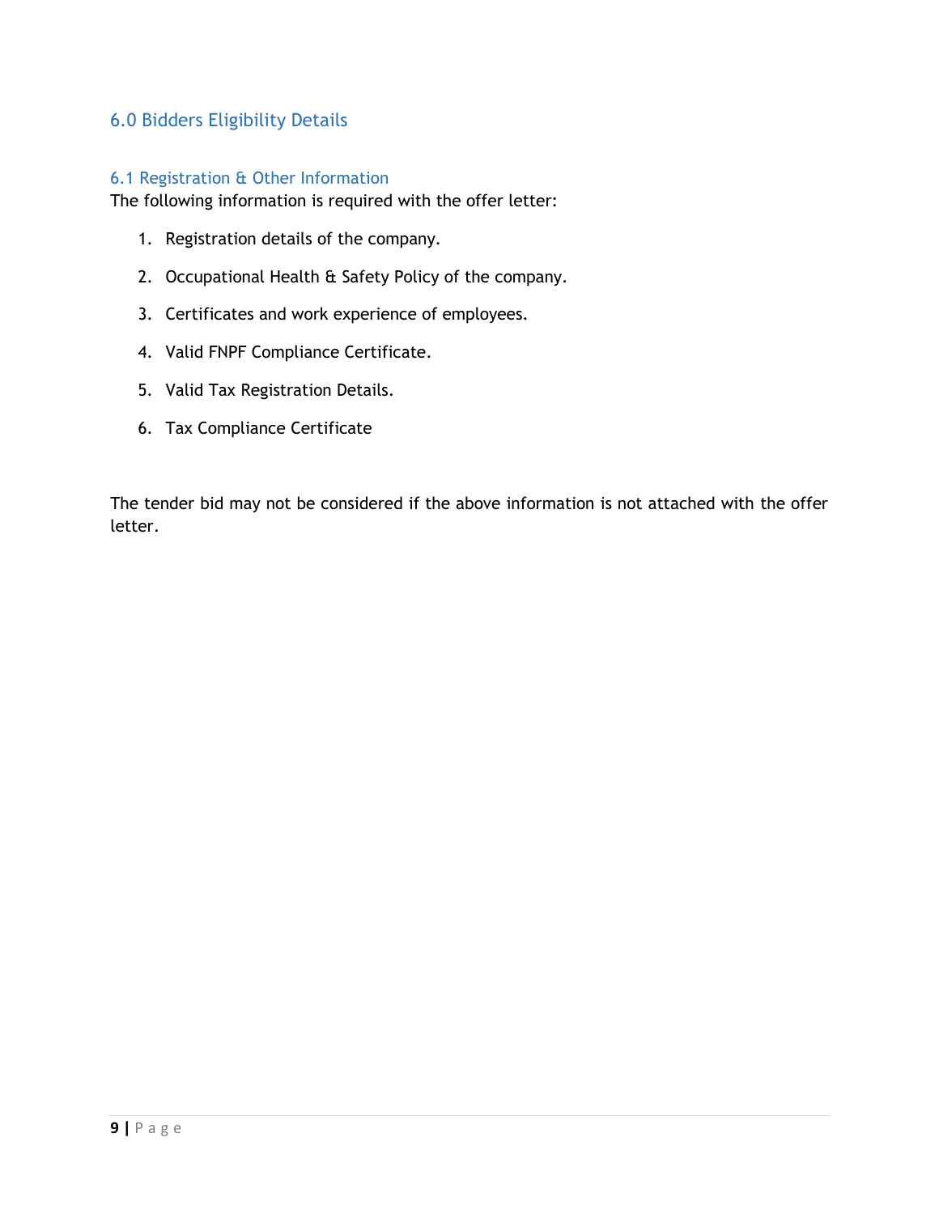## 6.0 Bidders Eligibility Details

### 6.1 Registration & Other Information

The following information is required with the offer letter:

1. Registration details of the company.
2. Occupational Health & Safety Policy of the company.
3. Certificates and work experience of employees.
4. Valid FNPF Compliance Certificate.
5. Valid Tax Registration Details.
6. Tax Compliance Certificate

The tender bid may not be considered if the above information is not attached with the offer letter.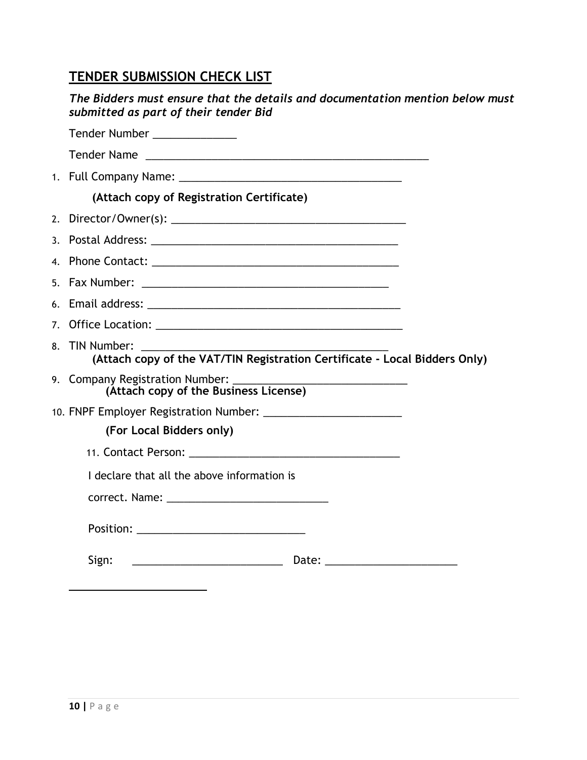## TENDER SUBMISSION CHECK LIST

***The Bidders must ensure that the details and documentation mention below must submitted as part of their tender Bid***

Tender Number ______________

Tender Name ________________________________________________

1. Full Company Name: _____________________________________

   **(Attach copy of Registration Certificate)**

2. Director/Owner(s): ________________________________________
3. Postal Address: __________________________________________
4. Phone Contact: __________________________________________
5. Fax Number: __________________________________________
6. Email address: __________________________________________
7. Office Location: __________________________________________
8. TIN Number: __________________________________________

   **(Attach copy of the VAT/TIN Registration Certificate - Local Bidders Only)**

9. Company Registration Number: _____________________________

   **(Attach copy of the Business License)**

10. FNPF Employer Registration Number: _______________________

    **(For Local Bidders only)**

11. Contact Person: _____________________________________

I declare that all the above information is correct. Name: ___________________________

Position: ____________________________

Sign: __________________________ Date: ______________________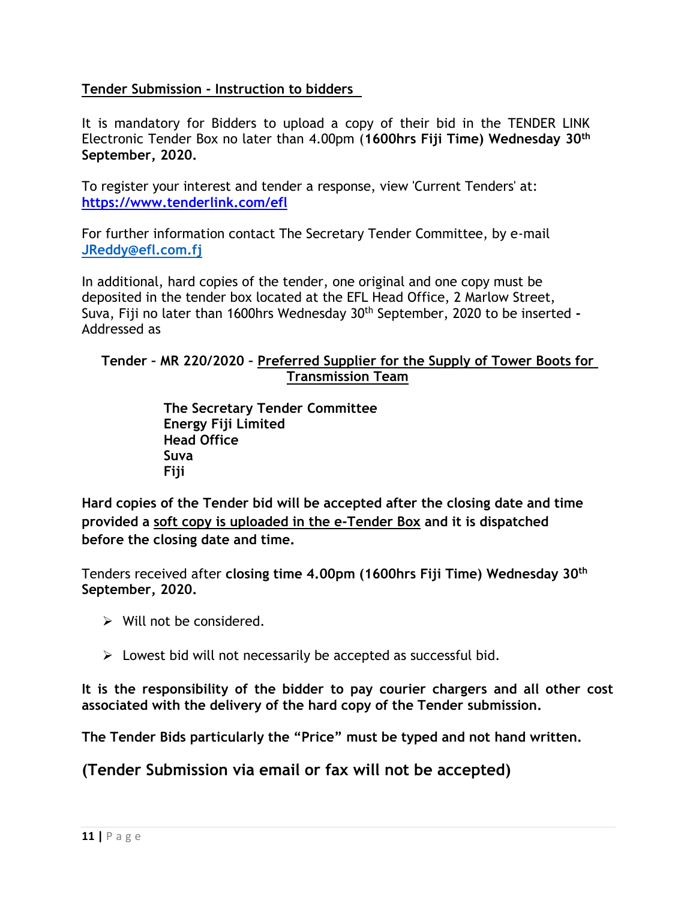## Tender Submission - Instruction to bidders

It is mandatory for Bidders to upload a copy of their bid in the TENDER LINK Electronic Tender Box no later than 4.00pm (**1600hrs Fiji Time) Wednesday 30th September, 2020.**

To register your interest and tender a response, view 'Current Tenders' at: **https://www.tenderlink.com/efl**

For further information contact The Secretary Tender Committee, by e-mail **JReddy@efl.com.fj**

In additional, hard copies of the tender, one original and one copy must be deposited in the tender box located at the EFL Head Office, 2 Marlow Street, Suva, Fiji no later than 1600hrs Wednesday 30th September, 2020 to be inserted **-** Addressed as

**Tender – MR 220/2020 – Preferred Supplier for the Supply of Tower Boots for Transmission Team**

**The Secretary Tender Committee**
**Energy Fiji Limited**
**Head Office**
**Suva**
**Fiji**

**Hard copies of the Tender bid will be accepted after the closing date and time provided a soft copy is uploaded in the e-Tender Box and it is dispatched before the closing date and time.**

Tenders received after **closing time 4.00pm (1600hrs Fiji Time) Wednesday 30th September, 2020.**

- Will not be considered.
- Lowest bid will not necessarily be accepted as successful bid.

**It is the responsibility of the bidder to pay courier chargers and all other cost associated with the delivery of the hard copy of the Tender submission.**

**The Tender Bids particularly the "Price" must be typed and not hand written.**

### (Tender Submission via email or fax will not be accepted)